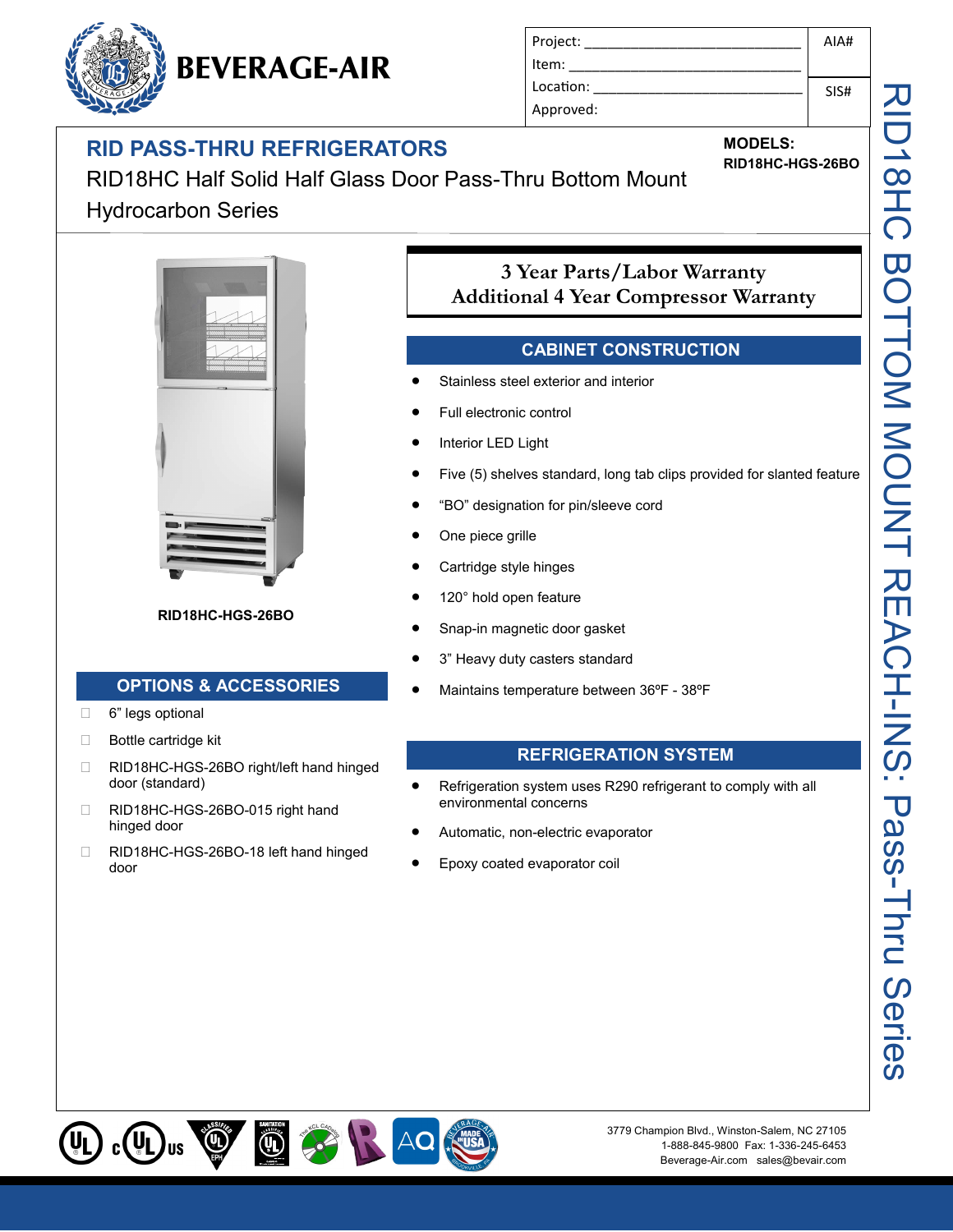BEVERAGE-AIR

| Project: ______________________________ | AIA# |
| --- | --- |
| Item: ______________________________ | |
| Location: ______________________________ | SIS# |
| Approved: | |

# RID PASS-THRU REFRIGERATORS

RID18HC Half Solid Half Glass Door Pass-Thru Bottom Mount Hydrocarbon Series

**MODELS:**
**RID18HC-HGS-26BO**

RID18HC BOTTOM MOUNT REACH-INS: Pass-Thru Series

**RID18HC-HGS-26BO**

**3 Year Parts/Labor Warranty**
**Additional 4 Year Compressor Warranty**

## CABINET CONSTRUCTION

- Stainless steel exterior and interior
- Full electronic control
- Interior LED Light
- Five (5) shelves standard, long tab clips provided for slanted feature
- "BO" designation for pin/sleeve cord
- One piece grille
- Cartridge style hinges
- 120° hold open feature
- Snap-in magnetic door gasket
- 3" Heavy duty casters standard
- Maintains temperature between 36ºF - 38ºF

## OPTIONS & ACCESSORIES

- ☐ 6" legs optional
- ☐ Bottle cartridge kit
- ☐ RID18HC-HGS-26BO right/left hand hinged door (standard)
- ☐ RID18HC-HGS-26BO-015 right hand hinged door
- ☐ RID18HC-HGS-26BO-18 left hand hinged door

## REFRIGERATION SYSTEM

- Refrigeration system uses R290 refrigerant to comply with all environmental concerns
- Automatic, non-electric evaporator
- Epoxy coated evaporator coil

3779 Champion Blvd., Winston-Salem, NC 27105
1-888-845-9800 Fax: 1-336-245-6453
Beverage-Air.com sales@bevair.com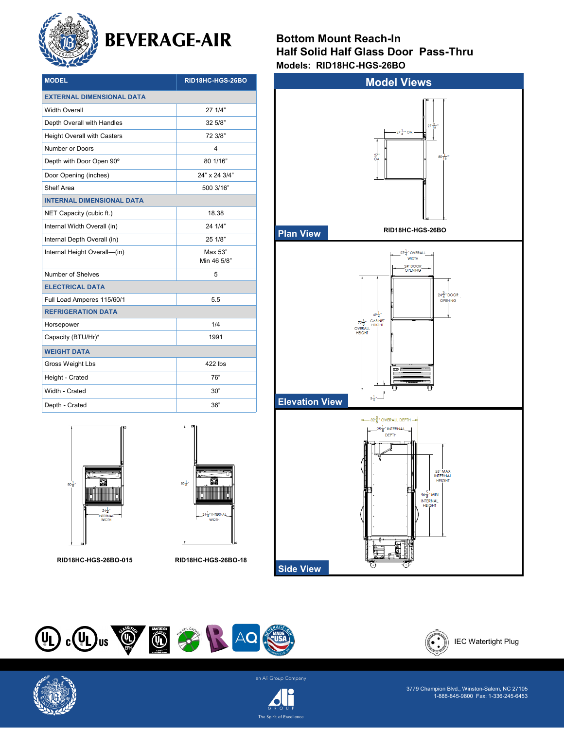# BEVERAGE-AIR

## Bottom Mount Reach-In
## Half Solid Half Glass Door Pass-Thru
**Models: RID18HC-HGS-26BO**

| MODEL | RID18HC-HGS-26BO |
|---|---|
| **EXTERNAL DIMENSIONAL DATA** | |
| Width Overall | 27 1/4" |
| Depth Overall with Handles | 32 5/8" |
| Height Overall with Casters | 72 3/8" |
| Number or Doors | 4 |
| Depth with Door Open 90º | 80 1/16" |
| Door Opening (inches) | 24" x 24 3/4" |
| Shelf Area | 500 3/16" |
| **INTERNAL DIMENSIONAL DATA** | |
| NET Capacity (cubic ft.) | 18.38 |
| Internal Width Overall (in) | 24 1/4" |
| Internal Depth Overall (in) | 25 1/8" |
| Internal Height Overall—(in) | Max 53" Min 46 5/8" |
| Number of Shelves | 5 |
| **ELECTRICAL DATA** | |
| Full Load Amperes 115/60/1 | 5.5 |
| **REFRIGERATION DATA** | |
| Horsepower | 1/4 |
| Capacity (BTU/Hr)* | 1991 |
| **WEIGHT DATA** | |
| Gross Weight Lbs | 422 lbs |
| Height - Crated | 76" |
| Width - Crated | 30" |
| Depth - Crated | 36" |

## Model Views

### Plan View

RID18HC-HGS-26BO

### Elevation View

### Side View

RID18HC-HGS-26BO-015

RID18HC-HGS-26BO-18

IEC Watertight Plug

an Ali Group Company

The Spirit of Excellence

3779 Champion Blvd., Winston-Salem, NC 27105
1-888-845-9800 Fax: 1-336-245-6453